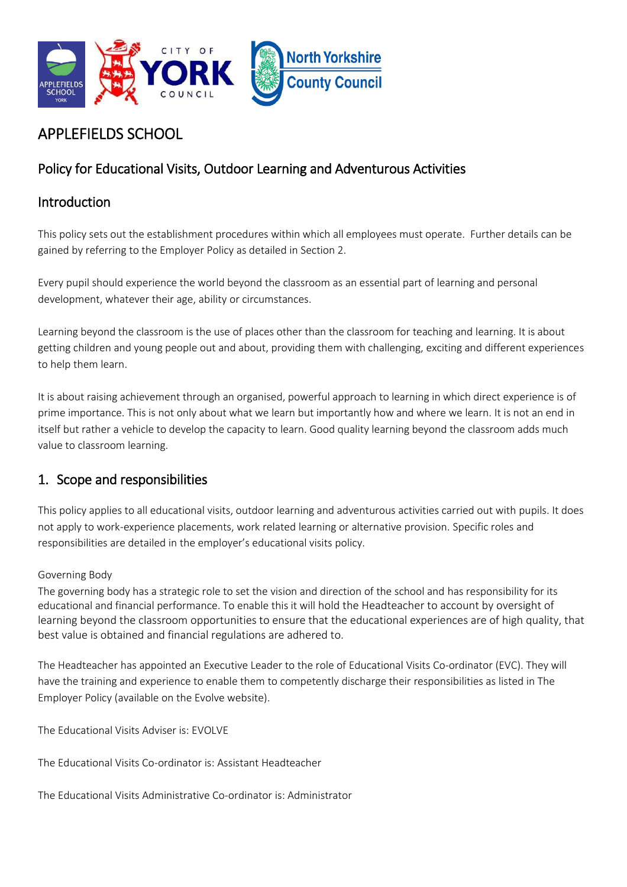# APPLEFIELDS SCHOOL

## Policy for Educational Visits, Outdoor Learning and Adventurous Activities

## Introduction

This policy sets out the establishment procedures within which all employees must operate. Further details can be gained by referring to the Employer Policy as detailed in Section 2.

Every pupil should experience the world beyond the classroom as an essential part of learning and personal development, whatever their age, ability or circumstances.

Learning beyond the classroom is the use of places other than the classroom for teaching and learning. It is about getting children and young people out and about, providing them with challenging, exciting and different experiences to help them learn.

It is about raising achievement through an organised, powerful approach to learning in which direct experience is of prime importance. This is not only about what we learn but importantly how and where we learn. It is not an end in itself but rather a vehicle to develop the capacity to learn. Good quality learning beyond the classroom adds much value to classroom learning.

## 1. Scope and responsibilities

This policy applies to all educational visits, outdoor learning and adventurous activities carried out with pupils. It does not apply to work-experience placements, work related learning or alternative provision. Specific roles and responsibilities are detailed in the employer's educational visits policy.

Governing Body

The governing body has a strategic role to set the vision and direction of the school and has responsibility for its educational and financial performance. To enable this it will hold the Headteacher to account by oversight of learning beyond the classroom opportunities to ensure that the educational experiences are of high quality, that best value is obtained and financial regulations are adhered to.

The Headteacher has appointed an Executive Leader to the role of Educational Visits Co-ordinator (EVC). They will have the training and experience to enable them to competently discharge their responsibilities as listed in The Employer Policy (available on the Evolve website).

The Educational Visits Adviser is: EVOLVE

The Educational Visits Co-ordinator is: Assistant Headteacher

The Educational Visits Administrative Co-ordinator is: Administrator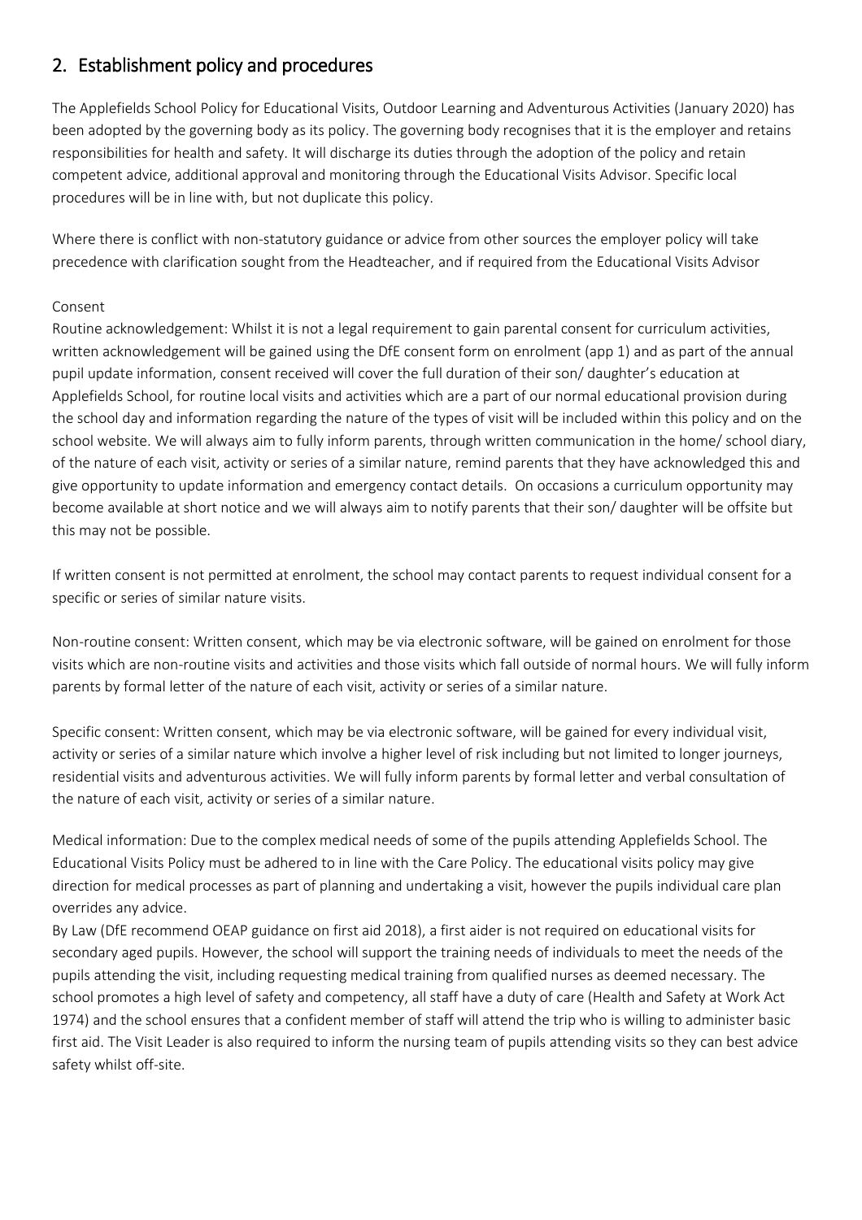## 2. Establishment policy and procedures

The Applefields School Policy for Educational Visits, Outdoor Learning and Adventurous Activities (January 2020) has been adopted by the governing body as its policy. The governing body recognises that it is the employer and retains responsibilities for health and safety. It will discharge its duties through the adoption of the policy and retain competent advice, additional approval and monitoring through the Educational Visits Advisor. Specific local procedures will be in line with, but not duplicate this policy.

Where there is conflict with non-statutory guidance or advice from other sources the employer policy will take precedence with clarification sought from the Headteacher, and if required from the Educational Visits Advisor

Consent

Routine acknowledgement: Whilst it is not a legal requirement to gain parental consent for curriculum activities, written acknowledgement will be gained using the DfE consent form on enrolment (app 1) and as part of the annual pupil update information, consent received will cover the full duration of their son/ daughter's education at Applefields School, for routine local visits and activities which are a part of our normal educational provision during the school day and information regarding the nature of the types of visit will be included within this policy and on the school website. We will always aim to fully inform parents, through written communication in the home/ school diary, of the nature of each visit, activity or series of a similar nature, remind parents that they have acknowledged this and give opportunity to update information and emergency contact details. On occasions a curriculum opportunity may become available at short notice and we will always aim to notify parents that their son/ daughter will be offsite but this may not be possible.

If written consent is not permitted at enrolment, the school may contact parents to request individual consent for a specific or series of similar nature visits.

Non-routine consent: Written consent, which may be via electronic software, will be gained on enrolment for those visits which are non-routine visits and activities and those visits which fall outside of normal hours. We will fully inform parents by formal letter of the nature of each visit, activity or series of a similar nature.

Specific consent: Written consent, which may be via electronic software, will be gained for every individual visit, activity or series of a similar nature which involve a higher level of risk including but not limited to longer journeys, residential visits and adventurous activities. We will fully inform parents by formal letter and verbal consultation of the nature of each visit, activity or series of a similar nature.

Medical information: Due to the complex medical needs of some of the pupils attending Applefields School. The Educational Visits Policy must be adhered to in line with the Care Policy. The educational visits policy may give direction for medical processes as part of planning and undertaking a visit, however the pupils individual care plan overrides any advice.

By Law (DfE recommend OEAP guidance on first aid 2018), a first aider is not required on educational visits for secondary aged pupils. However, the school will support the training needs of individuals to meet the needs of the pupils attending the visit, including requesting medical training from qualified nurses as deemed necessary. The school promotes a high level of safety and competency, all staff have a duty of care (Health and Safety at Work Act 1974) and the school ensures that a confident member of staff will attend the trip who is willing to administer basic first aid. The Visit Leader is also required to inform the nursing team of pupils attending visits so they can best advice safety whilst off-site.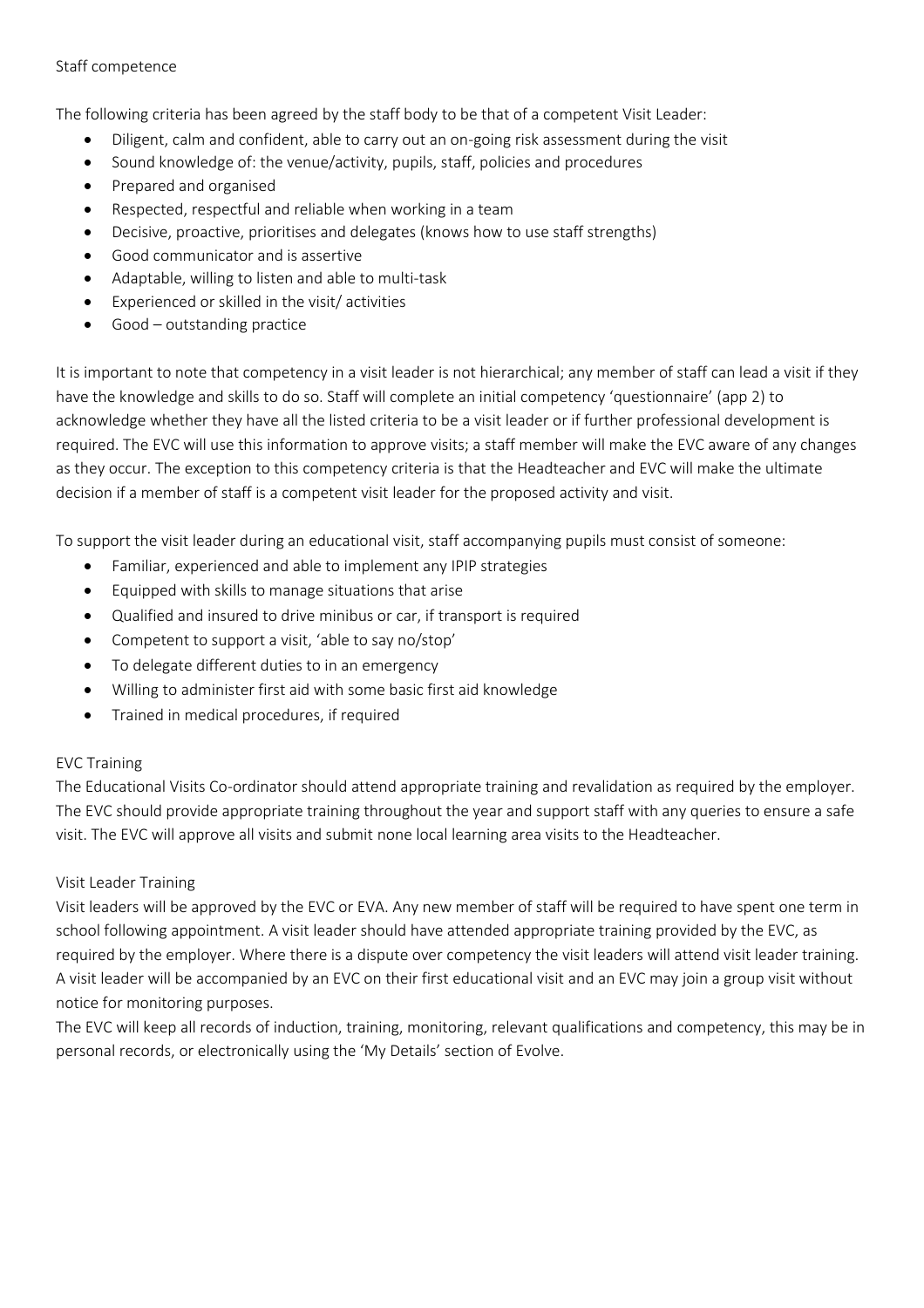## Staff competence

The following criteria has been agreed by the staff body to be that of a competent Visit Leader:

- Diligent, calm and confident, able to carry out an on-going risk assessment during the visit
- Sound knowledge of: the venue/activity, pupils, staff, policies and procedures
- Prepared and organised
- Respected, respectful and reliable when working in a team
- Decisive, proactive, prioritises and delegates (knows how to use staff strengths)
- Good communicator and is assertive
- Adaptable, willing to listen and able to multi-task
- Experienced or skilled in the visit/ activities
- Good – outstanding practice

It is important to note that competency in a visit leader is not hierarchical; any member of staff can lead a visit if they have the knowledge and skills to do so. Staff will complete an initial competency 'questionnaire' (app 2) to acknowledge whether they have all the listed criteria to be a visit leader or if further professional development is required. The EVC will use this information to approve visits; a staff member will make the EVC aware of any changes as they occur. The exception to this competency criteria is that the Headteacher and EVC will make the ultimate decision if a member of staff is a competent visit leader for the proposed activity and visit.

To support the visit leader during an educational visit, staff accompanying pupils must consist of someone:

- Familiar, experienced and able to implement any IPIP strategies
- Equipped with skills to manage situations that arise
- Qualified and insured to drive minibus or car, if transport is required
- Competent to support a visit, 'able to say no/stop'
- To delegate different duties to in an emergency
- Willing to administer first aid with some basic first aid knowledge
- Trained in medical procedures, if required

## EVC Training

The Educational Visits Co-ordinator should attend appropriate training and revalidation as required by the employer. The EVC should provide appropriate training throughout the year and support staff with any queries to ensure a safe visit. The EVC will approve all visits and submit none local learning area visits to the Headteacher.

## Visit Leader Training

Visit leaders will be approved by the EVC or EVA. Any new member of staff will be required to have spent one term in school following appointment. A visit leader should have attended appropriate training provided by the EVC, as required by the employer. Where there is a dispute over competency the visit leaders will attend visit leader training. A visit leader will be accompanied by an EVC on their first educational visit and an EVC may join a group visit without notice for monitoring purposes.

The EVC will keep all records of induction, training, monitoring, relevant qualifications and competency, this may be in personal records, or electronically using the 'My Details' section of Evolve.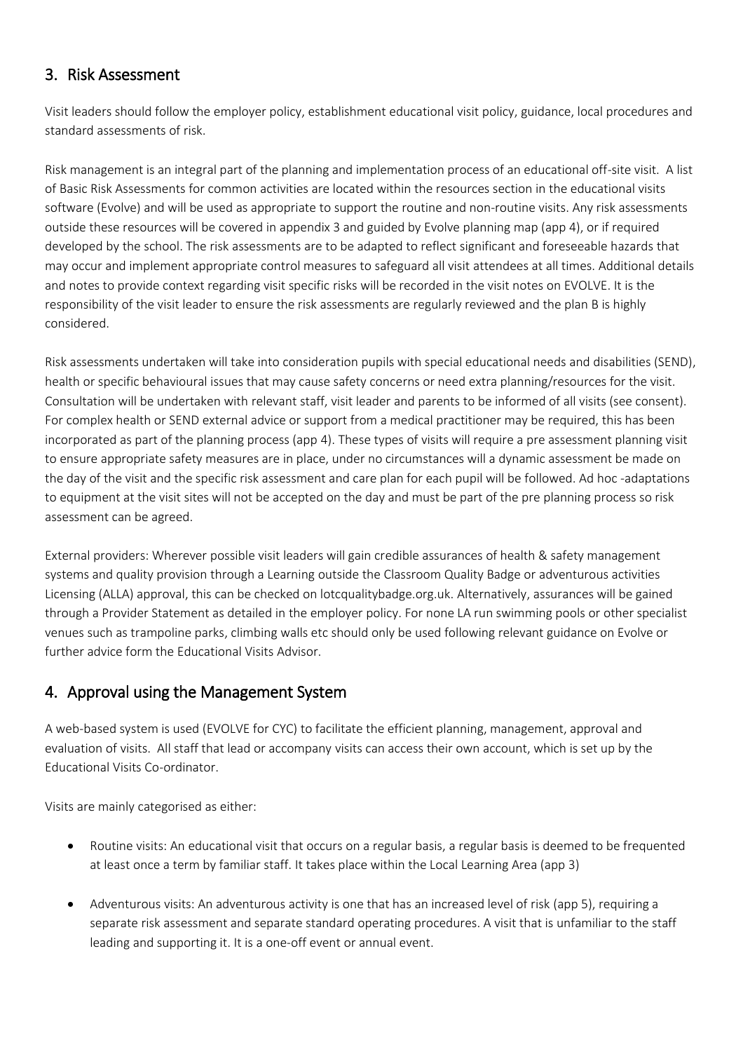## 3. Risk Assessment

Visit leaders should follow the employer policy, establishment educational visit policy, guidance, local procedures and standard assessments of risk.

Risk management is an integral part of the planning and implementation process of an educational off-site visit. A list of Basic Risk Assessments for common activities are located within the resources section in the educational visits software (Evolve) and will be used as appropriate to support the routine and non-routine visits. Any risk assessments outside these resources will be covered in appendix 3 and guided by Evolve planning map (app 4), or if required developed by the school. The risk assessments are to be adapted to reflect significant and foreseeable hazards that may occur and implement appropriate control measures to safeguard all visit attendees at all times. Additional details and notes to provide context regarding visit specific risks will be recorded in the visit notes on EVOLVE. It is the responsibility of the visit leader to ensure the risk assessments are regularly reviewed and the plan B is highly considered.

Risk assessments undertaken will take into consideration pupils with special educational needs and disabilities (SEND), health or specific behavioural issues that may cause safety concerns or need extra planning/resources for the visit. Consultation will be undertaken with relevant staff, visit leader and parents to be informed of all visits (see consent). For complex health or SEND external advice or support from a medical practitioner may be required, this has been incorporated as part of the planning process (app 4). These types of visits will require a pre assessment planning visit to ensure appropriate safety measures are in place, under no circumstances will a dynamic assessment be made on the day of the visit and the specific risk assessment and care plan for each pupil will be followed. Ad hoc -adaptations to equipment at the visit sites will not be accepted on the day and must be part of the pre planning process so risk assessment can be agreed.

External providers: Wherever possible visit leaders will gain credible assurances of health & safety management systems and quality provision through a Learning outside the Classroom Quality Badge or adventurous activities Licensing (ALLA) approval, this can be checked on lotcqualitybadge.org.uk. Alternatively, assurances will be gained through a Provider Statement as detailed in the employer policy. For none LA run swimming pools or other specialist venues such as trampoline parks, climbing walls etc should only be used following relevant guidance on Evolve or further advice form the Educational Visits Advisor.

## 4. Approval using the Management System

A web-based system is used (EVOLVE for CYC) to facilitate the efficient planning, management, approval and evaluation of visits. All staff that lead or accompany visits can access their own account, which is set up by the Educational Visits Co-ordinator.

Visits are mainly categorised as either:

- Routine visits: An educational visit that occurs on a regular basis, a regular basis is deemed to be frequented at least once a term by familiar staff. It takes place within the Local Learning Area (app 3)
- Adventurous visits: An adventurous activity is one that has an increased level of risk (app 5), requiring a separate risk assessment and separate standard operating procedures. A visit that is unfamiliar to the staff leading and supporting it. It is a one-off event or annual event.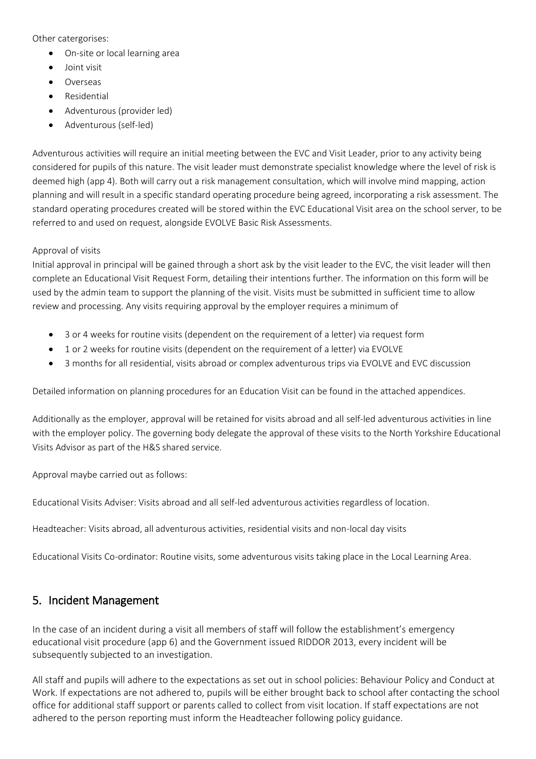Other catergorises:

- On-site or local learning area
- Joint visit
- Overseas
- Residential
- Adventurous (provider led)
- Adventurous (self-led)

Adventurous activities will require an initial meeting between the EVC and Visit Leader, prior to any activity being considered for pupils of this nature. The visit leader must demonstrate specialist knowledge where the level of risk is deemed high (app 4). Both will carry out a risk management consultation, which will involve mind mapping, action planning and will result in a specific standard operating procedure being agreed, incorporating a risk assessment. The standard operating procedures created will be stored within the EVC Educational Visit area on the school server, to be referred to and used on request, alongside EVOLVE Basic Risk Assessments.

Approval of visits

Initial approval in principal will be gained through a short ask by the visit leader to the EVC, the visit leader will then complete an Educational Visit Request Form, detailing their intentions further. The information on this form will be used by the admin team to support the planning of the visit. Visits must be submitted in sufficient time to allow review and processing. Any visits requiring approval by the employer requires a minimum of

- 3 or 4 weeks for routine visits (dependent on the requirement of a letter) via request form
- 1 or 2 weeks for routine visits (dependent on the requirement of a letter) via EVOLVE
- 3 months for all residential, visits abroad or complex adventurous trips via EVOLVE and EVC discussion

Detailed information on planning procedures for an Education Visit can be found in the attached appendices.

Additionally as the employer, approval will be retained for visits abroad and all self-led adventurous activities in line with the employer policy. The governing body delegate the approval of these visits to the North Yorkshire Educational Visits Advisor as part of the H&S shared service.

Approval maybe carried out as follows:

Educational Visits Adviser: Visits abroad and all self-led adventurous activities regardless of location.

Headteacher: Visits abroad, all adventurous activities, residential visits and non-local day visits

Educational Visits Co-ordinator: Routine visits, some adventurous visits taking place in the Local Learning Area.

## 5. Incident Management

In the case of an incident during a visit all members of staff will follow the establishment's emergency educational visit procedure (app 6) and the Government issued RIDDOR 2013, every incident will be subsequently subjected to an investigation.

All staff and pupils will adhere to the expectations as set out in school policies: Behaviour Policy and Conduct at Work. If expectations are not adhered to, pupils will be either brought back to school after contacting the school office for additional staff support or parents called to collect from visit location. If staff expectations are not adhered to the person reporting must inform the Headteacher following policy guidance.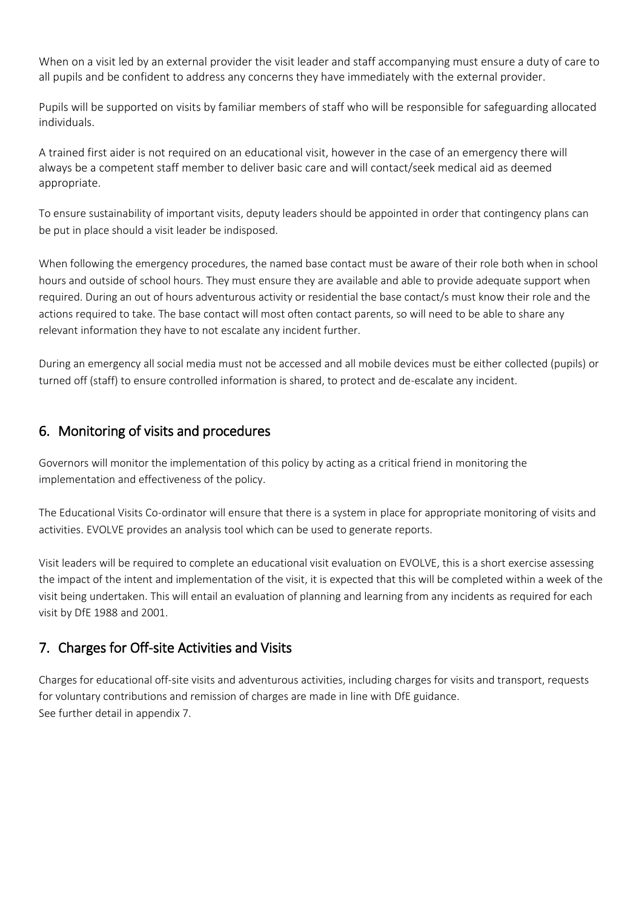When on a visit led by an external provider the visit leader and staff accompanying must ensure a duty of care to all pupils and be confident to address any concerns they have immediately with the external provider.

Pupils will be supported on visits by familiar members of staff who will be responsible for safeguarding allocated individuals.

A trained first aider is not required on an educational visit, however in the case of an emergency there will always be a competent staff member to deliver basic care and will contact/seek medical aid as deemed appropriate.

To ensure sustainability of important visits, deputy leaders should be appointed in order that contingency plans can be put in place should a visit leader be indisposed.

When following the emergency procedures, the named base contact must be aware of their role both when in school hours and outside of school hours. They must ensure they are available and able to provide adequate support when required. During an out of hours adventurous activity or residential the base contact/s must know their role and the actions required to take. The base contact will most often contact parents, so will need to be able to share any relevant information they have to not escalate any incident further.

During an emergency all social media must not be accessed and all mobile devices must be either collected (pupils) or turned off (staff) to ensure controlled information is shared, to protect and de-escalate any incident.

## 6. Monitoring of visits and procedures

Governors will monitor the implementation of this policy by acting as a critical friend in monitoring the implementation and effectiveness of the policy.

The Educational Visits Co-ordinator will ensure that there is a system in place for appropriate monitoring of visits and activities. EVOLVE provides an analysis tool which can be used to generate reports.

Visit leaders will be required to complete an educational visit evaluation on EVOLVE, this is a short exercise assessing the impact of the intent and implementation of the visit, it is expected that this will be completed within a week of the visit being undertaken. This will entail an evaluation of planning and learning from any incidents as required for each visit by DfE 1988 and 2001.

## 7. Charges for Off-site Activities and Visits

Charges for educational off-site visits and adventurous activities, including charges for visits and transport, requests for voluntary contributions and remission of charges are made in line with DfE guidance.
See further detail in appendix 7.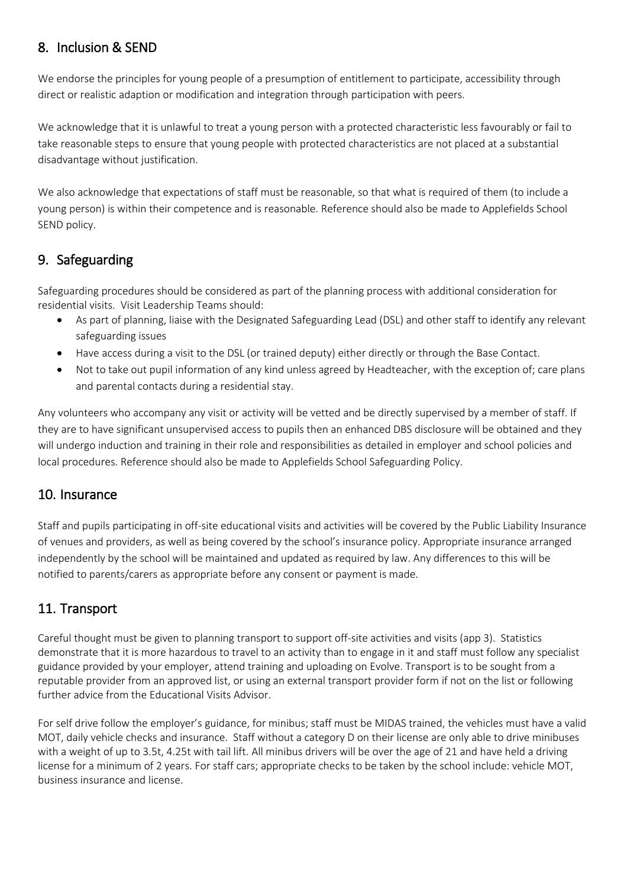## 8. Inclusion & SEND

We endorse the principles for young people of a presumption of entitlement to participate, accessibility through direct or realistic adaption or modification and integration through participation with peers.

We acknowledge that it is unlawful to treat a young person with a protected characteristic less favourably or fail to take reasonable steps to ensure that young people with protected characteristics are not placed at a substantial disadvantage without justification.

We also acknowledge that expectations of staff must be reasonable, so that what is required of them (to include a young person) is within their competence and is reasonable. Reference should also be made to Applefields School SEND policy.

## 9. Safeguarding

Safeguarding procedures should be considered as part of the planning process with additional consideration for residential visits. Visit Leadership Teams should:

- As part of planning, liaise with the Designated Safeguarding Lead (DSL) and other staff to identify any relevant safeguarding issues
- Have access during a visit to the DSL (or trained deputy) either directly or through the Base Contact.
- Not to take out pupil information of any kind unless agreed by Headteacher, with the exception of; care plans and parental contacts during a residential stay.

Any volunteers who accompany any visit or activity will be vetted and be directly supervised by a member of staff. If they are to have significant unsupervised access to pupils then an enhanced DBS disclosure will be obtained and they will undergo induction and training in their role and responsibilities as detailed in employer and school policies and local procedures. Reference should also be made to Applefields School Safeguarding Policy.

## 10. Insurance

Staff and pupils participating in off-site educational visits and activities will be covered by the Public Liability Insurance of venues and providers, as well as being covered by the school's insurance policy. Appropriate insurance arranged independently by the school will be maintained and updated as required by law. Any differences to this will be notified to parents/carers as appropriate before any consent or payment is made.

## 11. Transport

Careful thought must be given to planning transport to support off-site activities and visits (app 3). Statistics demonstrate that it is more hazardous to travel to an activity than to engage in it and staff must follow any specialist guidance provided by your employer, attend training and uploading on Evolve. Transport is to be sought from a reputable provider from an approved list, or using an external transport provider form if not on the list or following further advice from the Educational Visits Advisor.

For self drive follow the employer's guidance, for minibus; staff must be MIDAS trained, the vehicles must have a valid MOT, daily vehicle checks and insurance. Staff without a category D on their license are only able to drive minibuses with a weight of up to 3.5t, 4.25t with tail lift. All minibus drivers will be over the age of 21 and have held a driving license for a minimum of 2 years. For staff cars; appropriate checks to be taken by the school include: vehicle MOT, business insurance and license.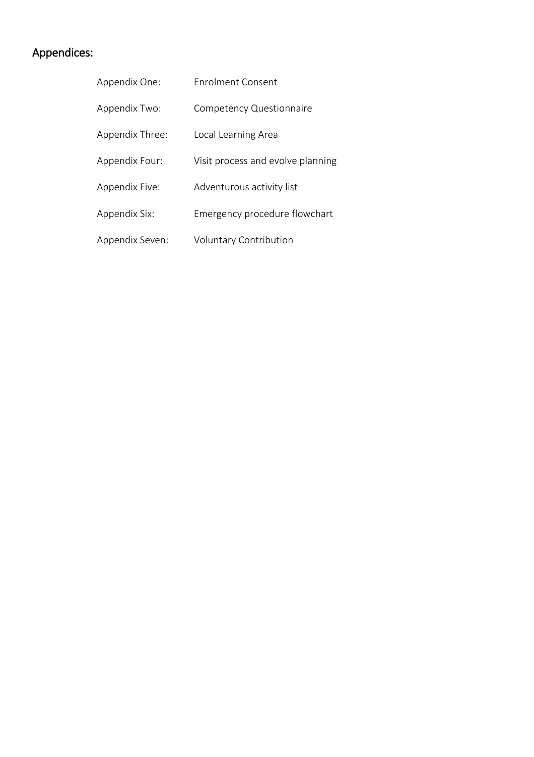## Appendices:

| | |
|---|---|
| Appendix One: | Enrolment Consent |
| Appendix Two: | Competency Questionnaire |
| Appendix Three: | Local Learning Area |
| Appendix Four: | Visit process and evolve planning |
| Appendix Five: | Adventurous activity list |
| Appendix Six: | Emergency procedure flowchart |
| Appendix Seven: | Voluntary Contribution |